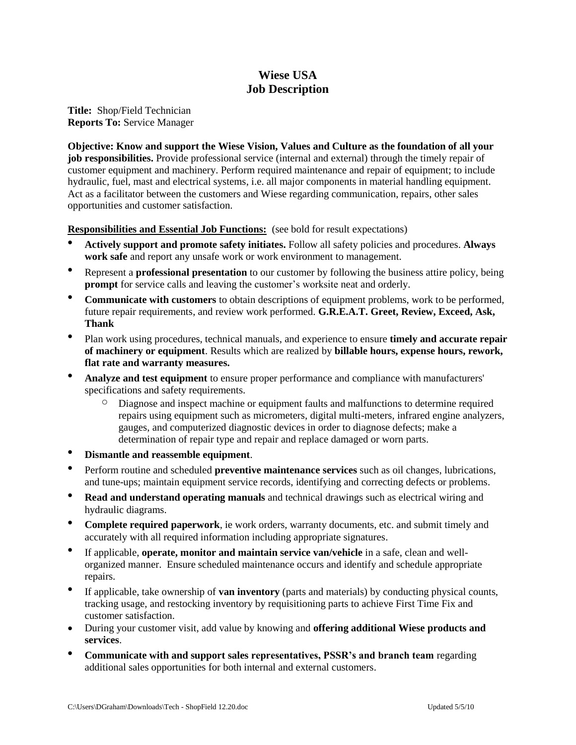# Wiese USA
# Job Description

**Title:** Shop/Field Technician
**Reports To:** Service Manager

**Objective: Know and support the Wiese Vision, Values and Culture as the foundation of all your job responsibilities.** Provide professional service (internal and external) through the timely repair of customer equipment and machinery. Perform required maintenance and repair of equipment; to include hydraulic, fuel, mast and electrical systems, i.e. all major components in material handling equipment. Act as a facilitator between the customers and Wiese regarding communication, repairs, other sales opportunities and customer satisfaction.

**<u>Responsibilities and Essential Job Functions:</u>** (see bold for result expectations)

- **Actively support and promote safety initiates.** Follow all safety policies and procedures. **Always work safe** and report any unsafe work or work environment to management.
- Represent a **professional presentation** to our customer by following the business attire policy, being **prompt** for service calls and leaving the customer's worksite neat and orderly.
- **Communicate with customers** to obtain descriptions of equipment problems, work to be performed, future repair requirements, and review work performed. **G.R.E.A.T. Greet, Review, Exceed, Ask, Thank**
- Plan work using procedures, technical manuals, and experience to ensure **timely and accurate repair of machinery or equipment**. Results which are realized by **billable hours, expense hours, rework, flat rate and warranty measures.**
- **Analyze and test equipment** to ensure proper performance and compliance with manufacturers' specifications and safety requirements.
  - Diagnose and inspect machine or equipment faults and malfunctions to determine required repairs using equipment such as micrometers, digital multi-meters, infrared engine analyzers, gauges, and computerized diagnostic devices in order to diagnose defects; make a determination of repair type and repair and replace damaged or worn parts.
- **Dismantle and reassemble equipment**.
- Perform routine and scheduled **preventive maintenance services** such as oil changes, lubrications, and tune-ups; maintain equipment service records, identifying and correcting defects or problems.
- **Read and understand operating manuals** and technical drawings such as electrical wiring and hydraulic diagrams.
- **Complete required paperwork**, ie work orders, warranty documents, etc. and submit timely and accurately with all required information including appropriate signatures.
- If applicable, **operate, monitor and maintain service van/vehicle** in a safe, clean and well-organized manner. Ensure scheduled maintenance occurs and identify and schedule appropriate repairs.
- If applicable, take ownership of **van inventory** (parts and materials) by conducting physical counts, tracking usage, and restocking inventory by requisitioning parts to achieve First Time Fix and customer satisfaction.
- During your customer visit, add value by knowing and **offering additional Wiese products and services**.
- **Communicate with and support sales representatives, PSSR's and branch team** regarding additional sales opportunities for both internal and external customers.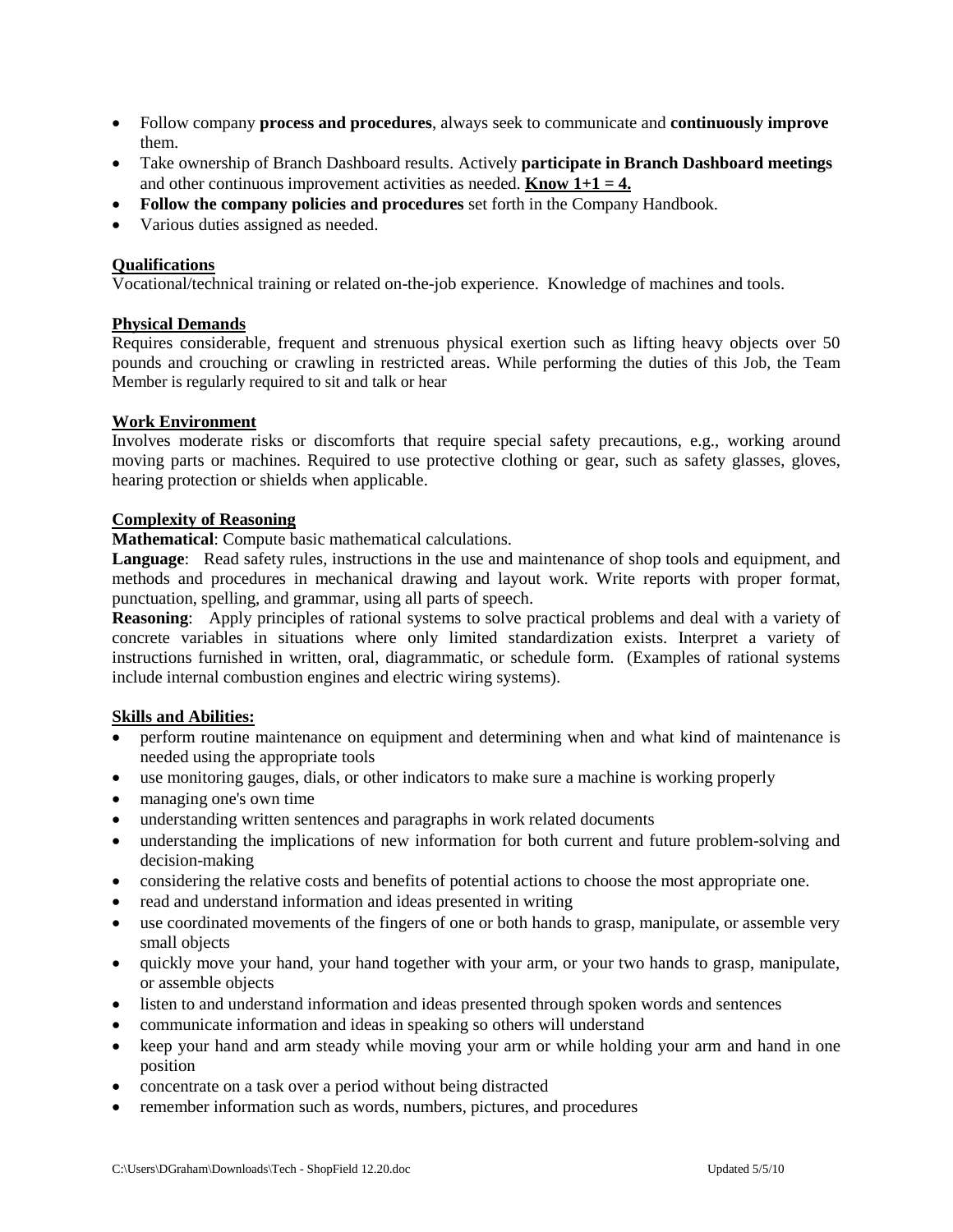- Follow company **process and procedures**, always seek to communicate and **continuously improve** them.
- Take ownership of Branch Dashboard results. Actively **participate in Branch Dashboard meetings** and other continuous improvement activities as needed. **<u>Know 1+1 = 4.</u>**
- **Follow the company policies and procedures** set forth in the Company Handbook.
- Various duties assigned as needed.

**<u>Qualifications</u>**

Vocational/technical training or related on-the-job experience. Knowledge of machines and tools.

**<u>Physical Demands</u>**

Requires considerable, frequent and strenuous physical exertion such as lifting heavy objects over 50 pounds and crouching or crawling in restricted areas. While performing the duties of this Job, the Team Member is regularly required to sit and talk or hear

**<u>Work Environment</u>**

Involves moderate risks or discomforts that require special safety precautions, e.g., working around moving parts or machines. Required to use protective clothing or gear, such as safety glasses, gloves, hearing protection or shields when applicable.

**<u>Complexity of Reasoning</u>**

**Mathematical**: Compute basic mathematical calculations.

**Language**: Read safety rules, instructions in the use and maintenance of shop tools and equipment, and methods and procedures in mechanical drawing and layout work. Write reports with proper format, punctuation, spelling, and grammar, using all parts of speech.

**Reasoning**: Apply principles of rational systems to solve practical problems and deal with a variety of concrete variables in situations where only limited standardization exists. Interpret a variety of instructions furnished in written, oral, diagrammatic, or schedule form. (Examples of rational systems include internal combustion engines and electric wiring systems).

**<u>Skills and Abilities:</u>**

- perform routine maintenance on equipment and determining when and what kind of maintenance is needed using the appropriate tools
- use monitoring gauges, dials, or other indicators to make sure a machine is working properly
- managing one's own time
- understanding written sentences and paragraphs in work related documents
- understanding the implications of new information for both current and future problem-solving and decision-making
- considering the relative costs and benefits of potential actions to choose the most appropriate one.
- read and understand information and ideas presented in writing
- use coordinated movements of the fingers of one or both hands to grasp, manipulate, or assemble very small objects
- quickly move your hand, your hand together with your arm, or your two hands to grasp, manipulate, or assemble objects
- listen to and understand information and ideas presented through spoken words and sentences
- communicate information and ideas in speaking so others will understand
- keep your hand and arm steady while moving your arm or while holding your arm and hand in one position
- concentrate on a task over a period without being distracted
- remember information such as words, numbers, pictures, and procedures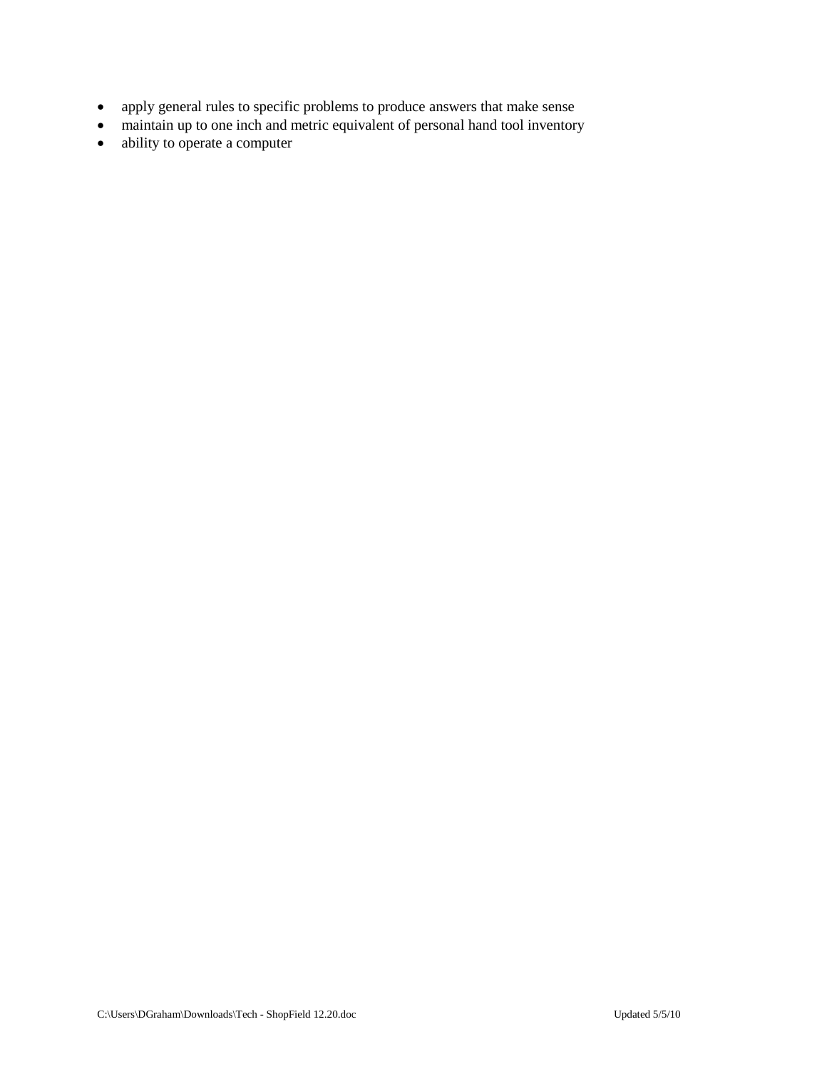- apply general rules to specific problems to produce answers that make sense
- maintain up to one inch and metric equivalent of personal hand tool inventory
- ability to operate a computer